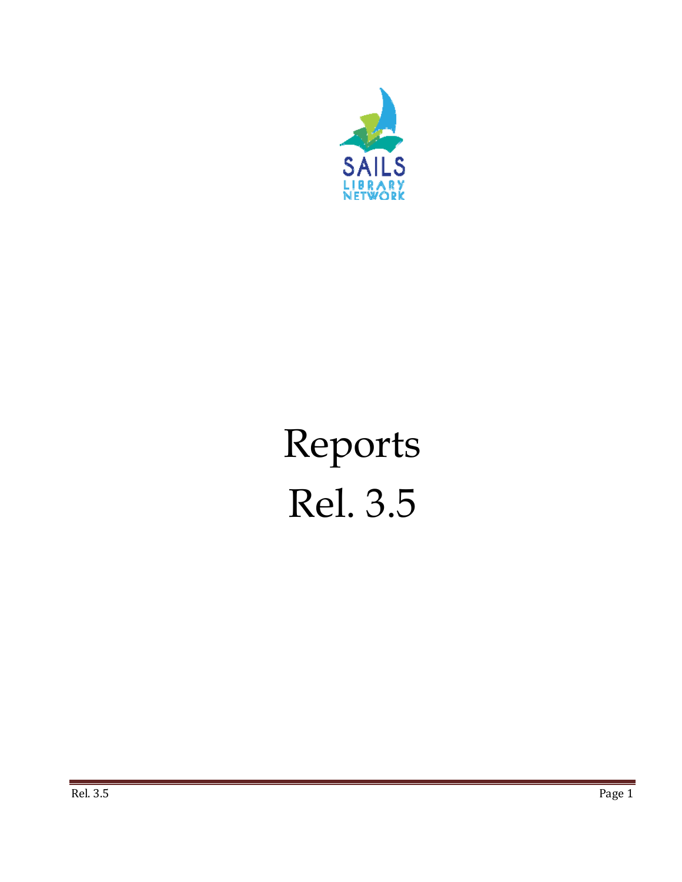SAILS LIBRARY NETWORK

# Reports

# Rel. 3.5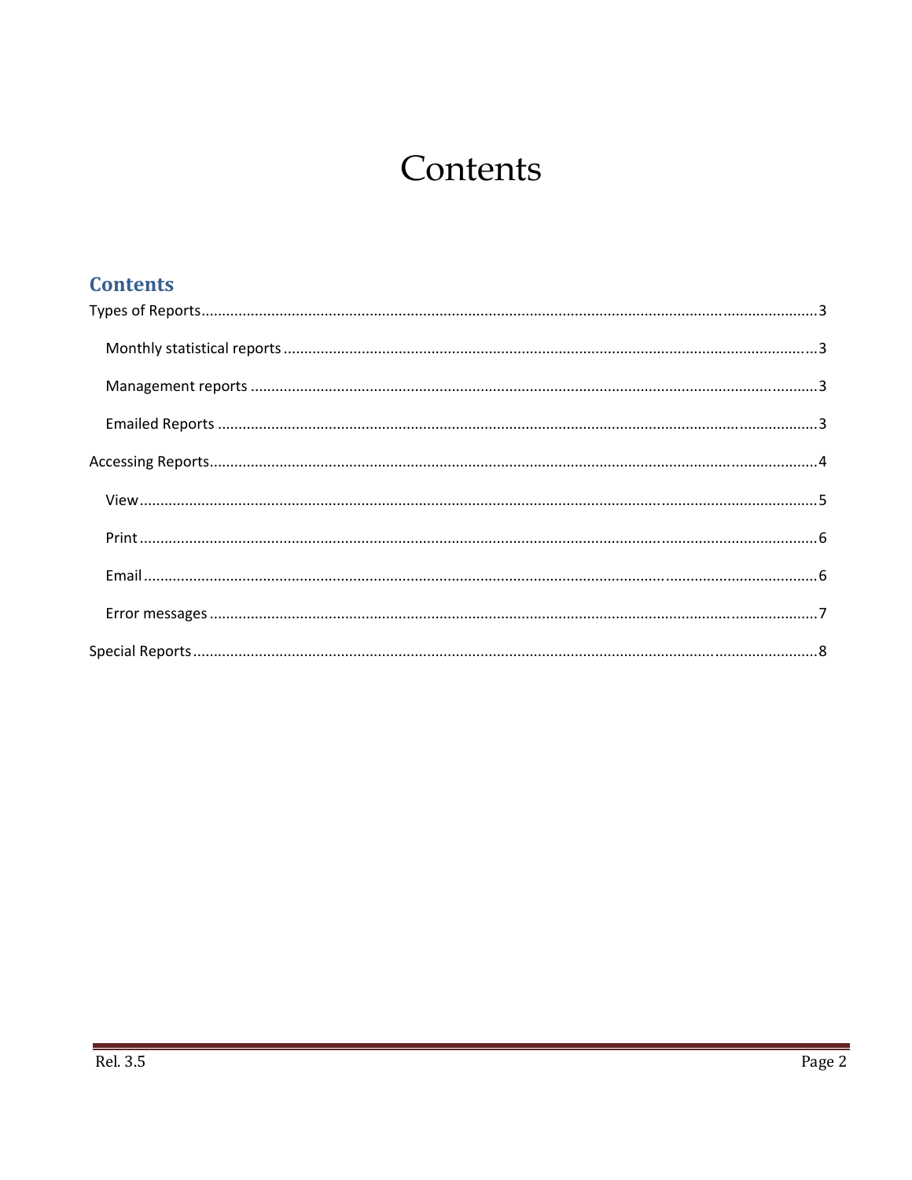# Contents

## Contents

- Types of Reports ........ 3
  - Monthly statistical reports ........ 3
  - Management reports ........ 3
  - Emailed Reports ........ 3
- Accessing Reports ........ 4
  - View ........ 5
  - Print ........ 6
  - Email ........ 6
  - Error messages ........ 7
- Special Reports ........ 8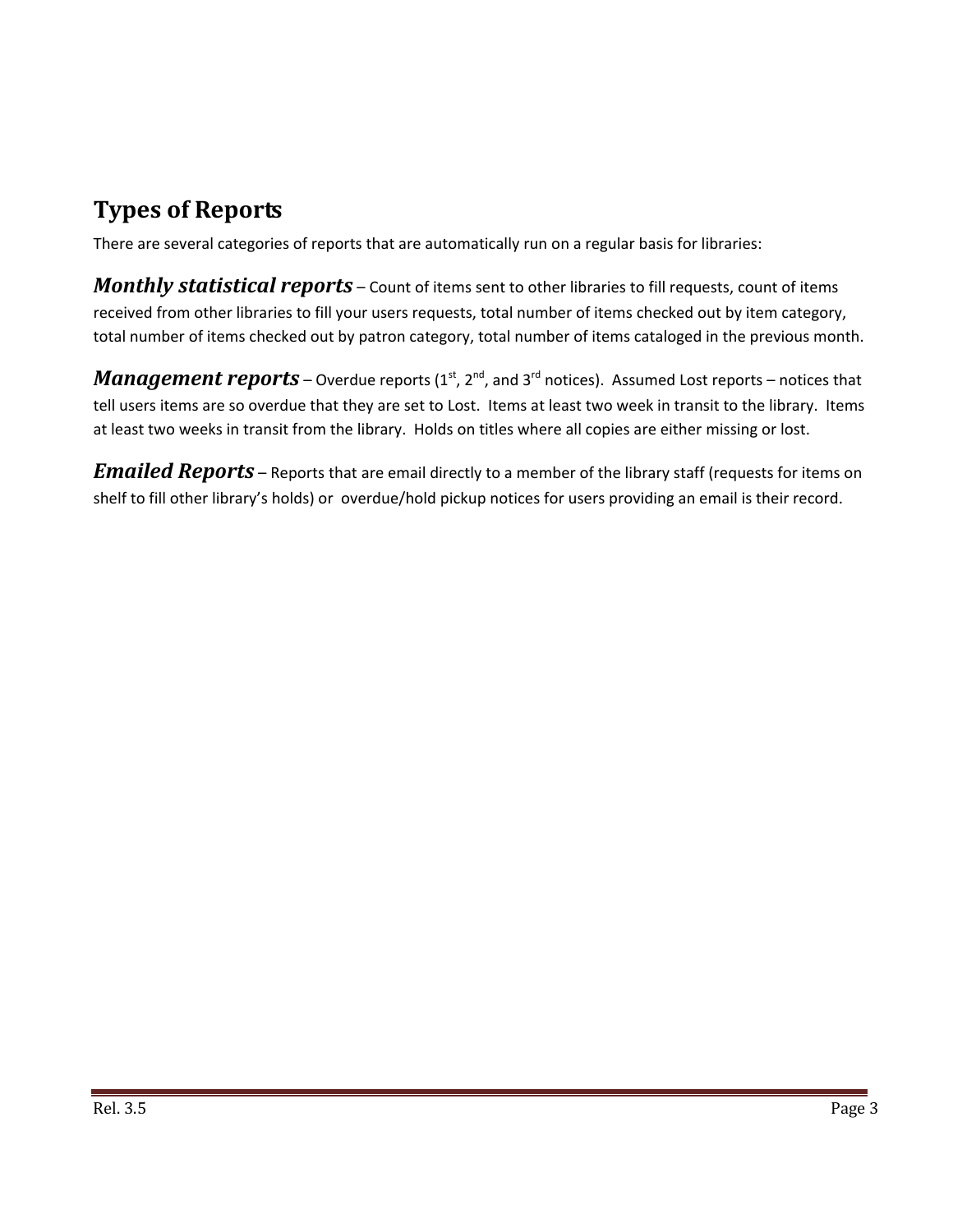## Types of Reports

There are several categories of reports that are automatically run on a regular basis for libraries:

***Monthly statistical reports*** – Count of items sent to other libraries to fill requests, count of items received from other libraries to fill your users requests, total number of items checked out by item category, total number of items checked out by patron category, total number of items cataloged in the previous month.

***Management reports*** – Overdue reports (1st, 2nd, and 3rd notices). Assumed Lost reports – notices that tell users items are so overdue that they are set to Lost. Items at least two week in transit to the library. Items at least two weeks in transit from the library. Holds on titles where all copies are either missing or lost.

***Emailed Reports*** – Reports that are email directly to a member of the library staff (requests for items on shelf to fill other library's holds) or overdue/hold pickup notices for users providing an email is their record.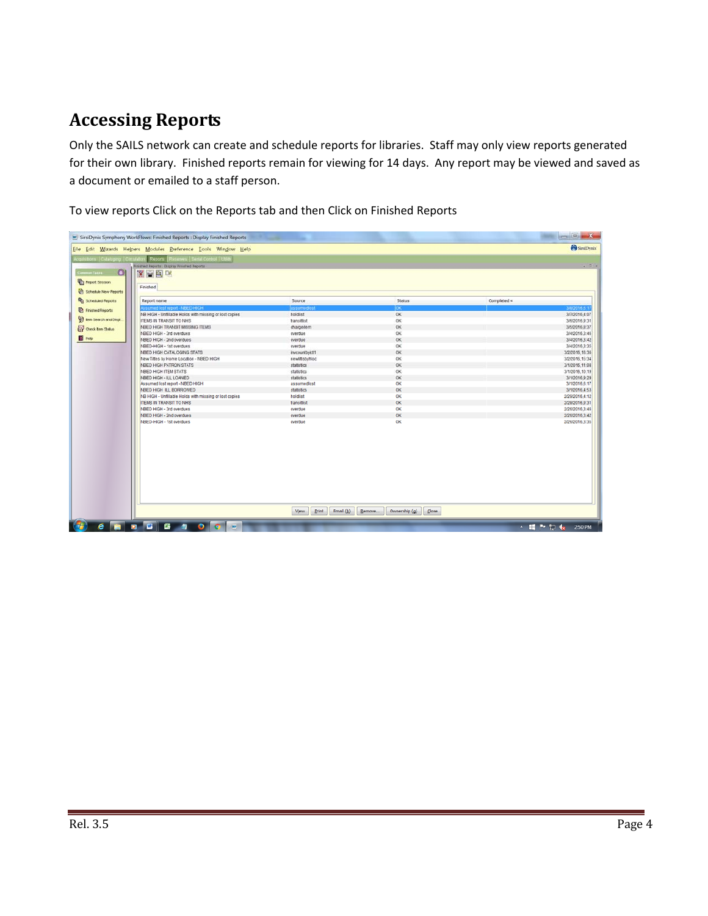# Accessing Reports

Only the SAILS network can create and schedule reports for libraries. Staff may only view reports generated for their own library. Finished reports remain for viewing for 14 days. Any report may be viewed and saved as a document or emailed to a staff person.

To view reports Click on the Reports tab and then Click on Finished Reports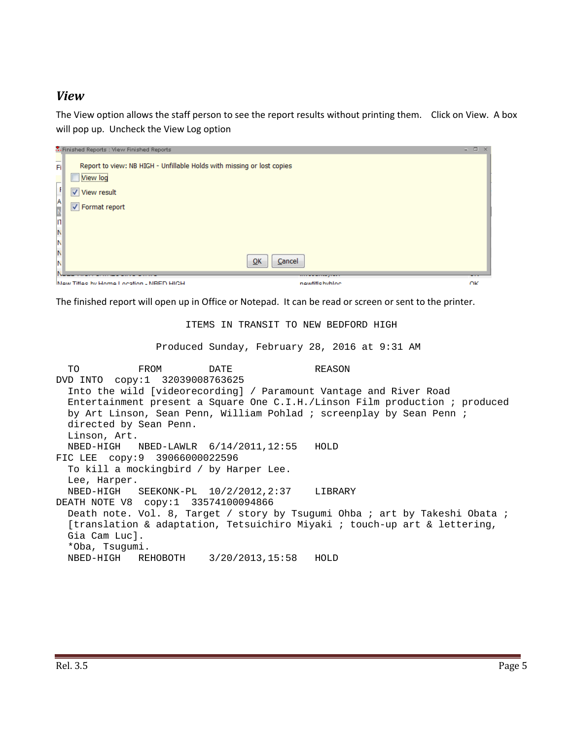### *View*

The View option allows the staff person to see the report results without printing them. Click on View. A box will pop up. Uncheck the View Log option

The finished report will open up in Office or Notepad. It can be read or screen or sent to the printer.

```
                     ITEMS IN TRANSIT TO NEW BEDFORD HIGH

                Produced Sunday, February 28, 2016 at 9:31 AM

  TO          FROM        DATE               REASON
DVD INTO  copy:1  32039008763625
  Into the wild [videorecording] / Paramount Vantage and River Road
  Entertainment present a Square One C.I.H./Linson Film production ; produced
  by Art Linson, Sean Penn, William Pohlad ; screenplay by Sean Penn ;
  directed by Sean Penn.
  Linson, Art.
  NBED-HIGH   NBED-LAWLR  6/14/2011,12:55   HOLD
FIC LEE  copy:9  39066000022596
  To kill a mockingbird / by Harper Lee.
  Lee, Harper.
  NBED-HIGH   SEEKONK-PL  10/2/2012,2:37    LIBRARY
DEATH NOTE V8  copy:1  33574100094866
  Death note. Vol. 8, Target / story by Tsugumi Ohba ; art by Takeshi Obata ;
  [translation & adaptation, Tetsuichiro Miyaki ; touch-up art & lettering,
  Gia Cam Luc].
  *Oba, Tsugumi.
  NBED-HIGH   REHOBOTH    3/20/2013,15:58   HOLD
```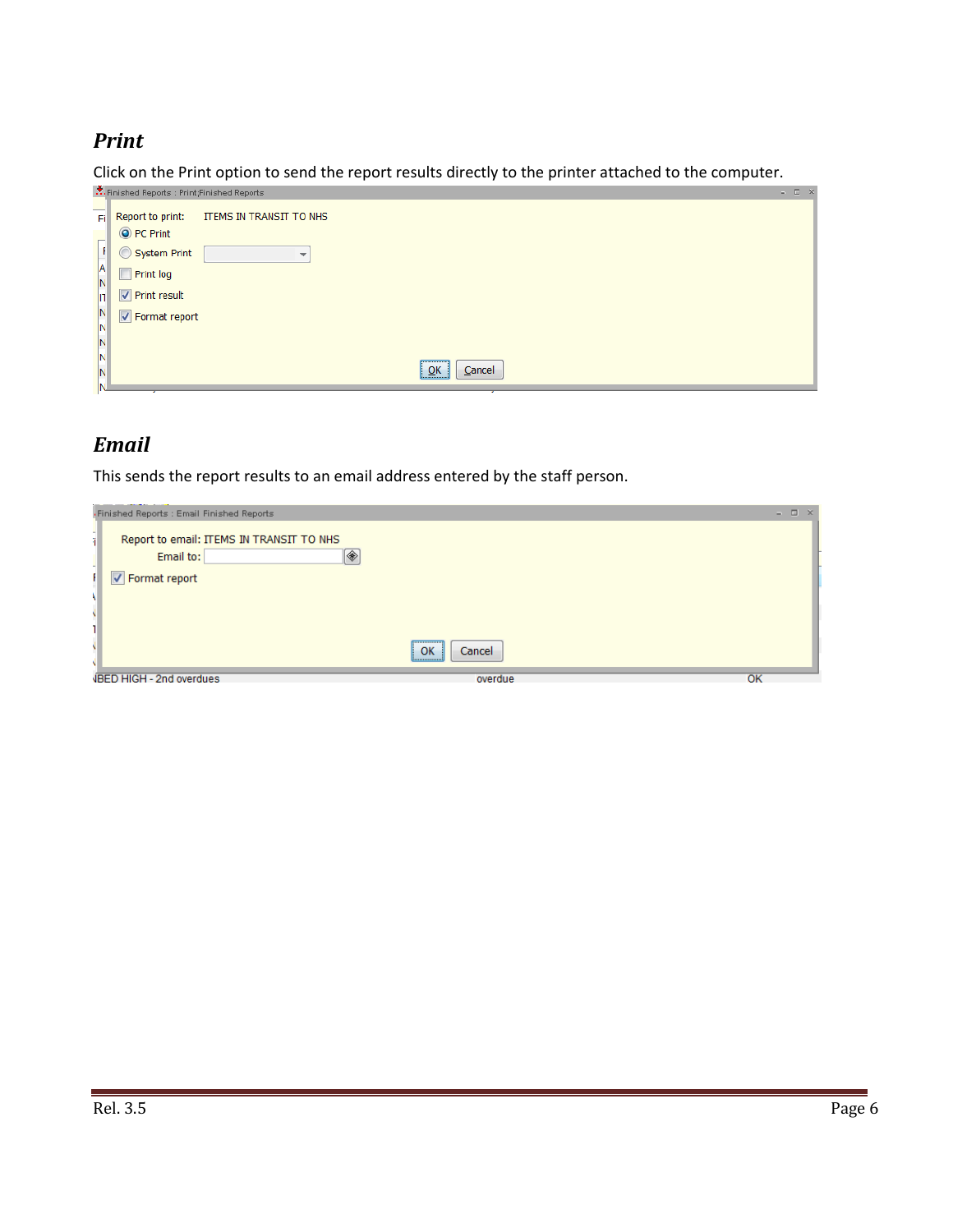## *Print*

Click on the Print option to send the report results directly to the printer attached to the computer.

Finished Reports : Print;Finished Reports

Report to print: ITEMS IN TRANSIT TO NHS

- PC Print
- System Print
- Print log
- Print result
- Format report

OK Cancel

## *Email*

This sends the report results to an email address entered by the staff person.

Finished Reports : Email Finished Reports

Report to email: ITEMS IN TRANSIT TO NHS

Email to:

Format report

OK Cancel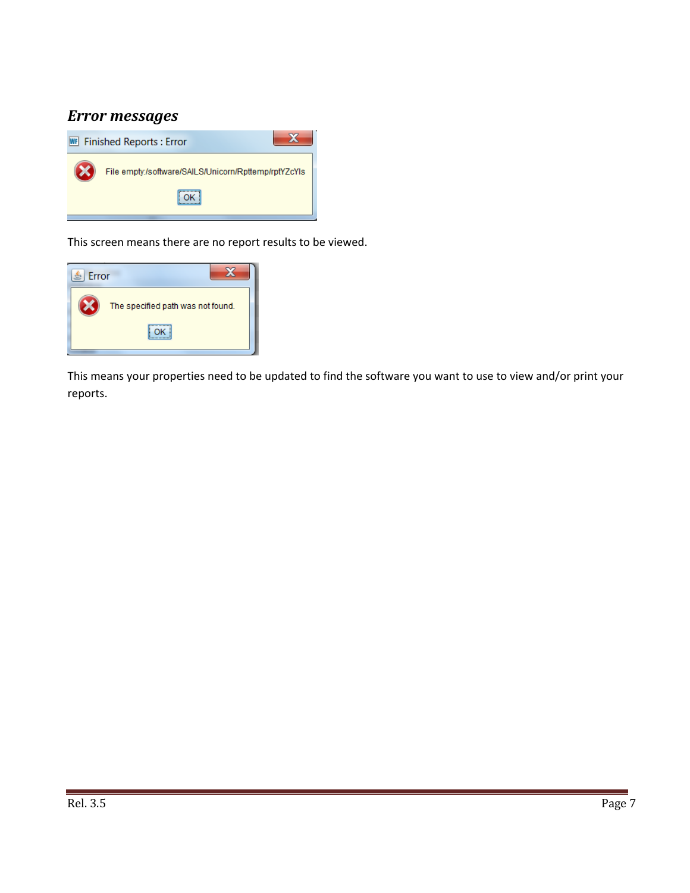## *Error messages*

This screen means there are no report results to be viewed.

This means your properties need to be updated to find the software you want to use to view and/or print your reports.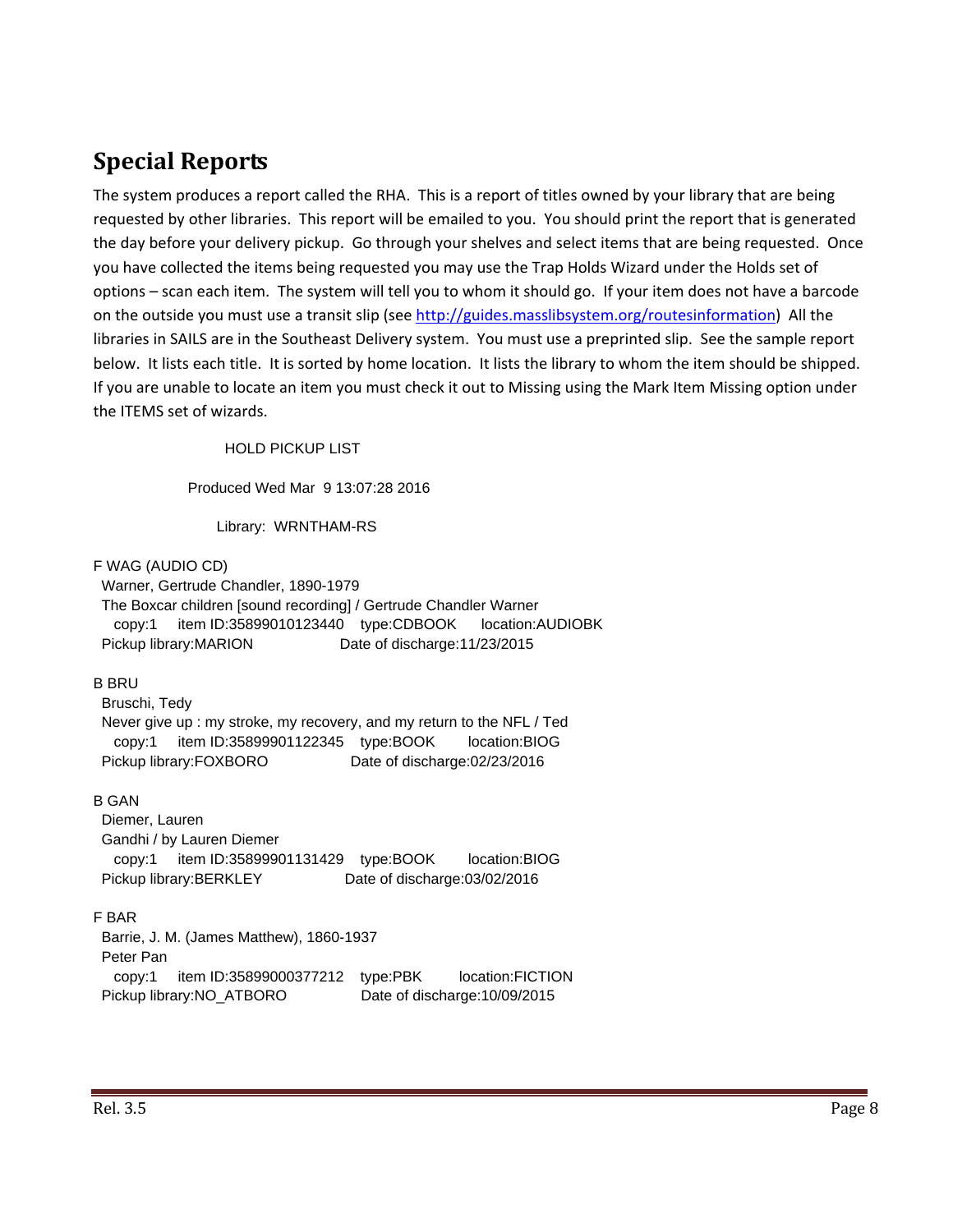## Special Reports

The system produces a report called the RHA. This is a report of titles owned by your library that are being requested by other libraries. This report will be emailed to you. You should print the report that is generated the day before your delivery pickup. Go through your shelves and select items that are being requested. Once you have collected the items being requested you may use the Trap Holds Wizard under the Holds set of options – scan each item. The system will tell you to whom it should go. If your item does not have a barcode on the outside you must use a transit slip (see http://guides.masslibsystem.org/routesinformation) All the libraries in SAILS are in the Southeast Delivery system. You must use a preprinted slip. See the sample report below. It lists each title. It is sorted by home location. It lists the library to whom the item should be shipped. If you are unable to locate an item you must check it out to Missing using the Mark Item Missing option under the ITEMS set of wizards.

```
                    HOLD PICKUP LIST

               Produced Wed Mar  9 13:07:28 2016

                  Library:  WRNTHAM-RS

F WAG (AUDIO CD)
 Warner, Gertrude Chandler, 1890-1979
 The Boxcar children [sound recording] / Gertrude Chandler Warner
   copy:1    item ID:35899010123440    type:CDBOOK     location:AUDIOBK
 Pickup library:MARION                Date of discharge:11/23/2015

B BRU
 Bruschi, Tedy
 Never give up : my stroke, my recovery, and my return to the NFL / Ted
   copy:1    item ID:35899901122345    type:BOOK       location:BIOG
 Pickup library:FOXBORO               Date of discharge:02/23/2016

B GAN
 Diemer, Lauren
 Gandhi / by Lauren Diemer
   copy:1    item ID:35899901131429    type:BOOK       location:BIOG
 Pickup library:BERKLEY               Date of discharge:03/02/2016

F BAR
 Barrie, J. M. (James Matthew), 1860-1937
 Peter Pan
   copy:1    item ID:35899000377212    type:PBK        location:FICTION
 Pickup library:NO_ATBORO             Date of discharge:10/09/2015
```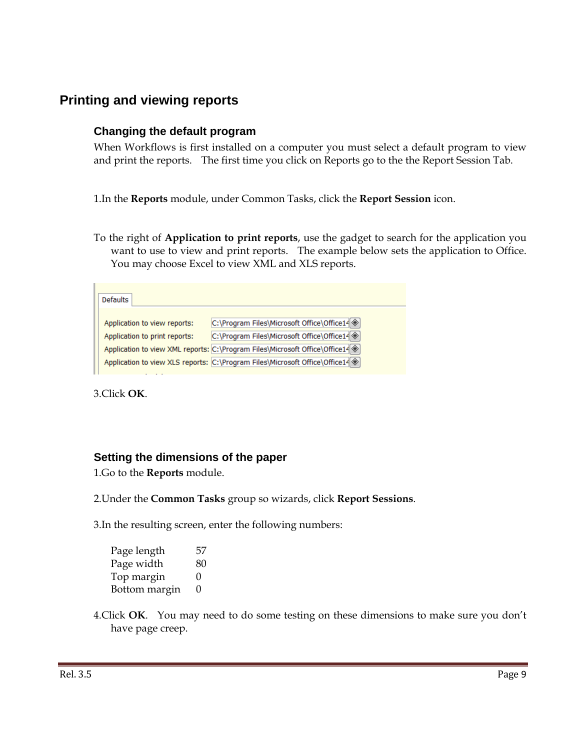# Printing and viewing reports

## Changing the default program

When Workflows is first installed on a computer you must select a default program to view and print the reports. The first time you click on Reports go to the the Report Session Tab.

1.In the **Reports** module, under Common Tasks, click the **Report Session** icon.

To the right of **Application to print reports**, use the gadget to search for the application you want to use to view and print reports. The example below sets the application to Office. You may choose Excel to view XML and XLS reports.

Defaults

Application to view reports: C:\Program Files\Microsoft Office\Office14
Application to print reports: C:\Program Files\Microsoft Office\Office14
Application to view XML reports: C:\Program Files\Microsoft Office\Office14
Application to view XLS reports: C:\Program Files\Microsoft Office\Office14

3.Click **OK**.

## Setting the dimensions of the paper

1.Go to the **Reports** module.

2.Under the **Common Tasks** group so wizards, click **Report Sessions**.

3.In the resulting screen, enter the following numbers:

| | |
|---|---|
| Page length | 57 |
| Page width | 80 |
| Top margin | 0 |
| Bottom margin | 0 |

4.Click **OK**. You may need to do some testing on these dimensions to make sure you don't have page creep.